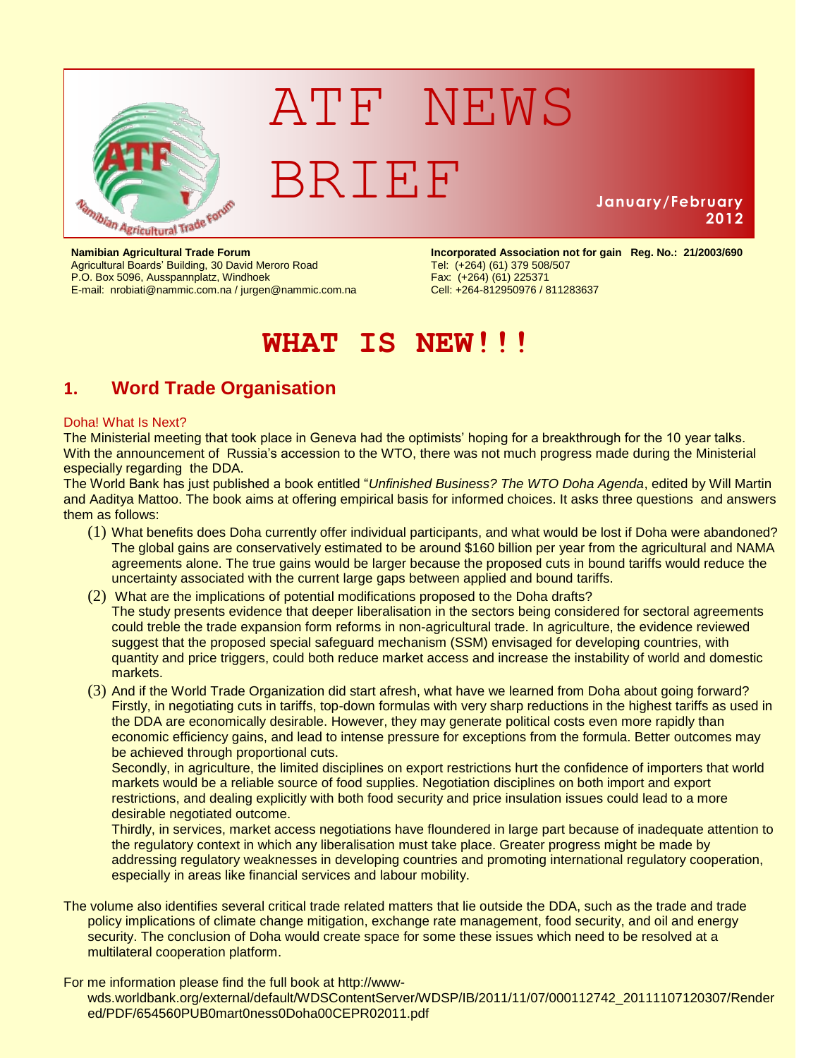# ATF NEWS BRIEF

**January/February 2012**

**Namibian Agricultural Trade Forum**
Agricultural Boards' Building, 30 David Meroro Road
P.O. Box 5096, Ausspannplatz, Windhoek
E-mail: nrobiati@nammic.com.na / jurgen@nammic.com.na

**Incorporated Association not for gain Reg. No.: 21/2003/690**
Tel: (+264) (61) 379 508/507
Fax: (+264) (61) 225371
Cell: +264-812950976 / 811283637

# WHAT IS NEW!!!

## 1. Word Trade Organisation

### Doha! What Is Next?

The Ministerial meeting that took place in Geneva had the optimists' hoping for a breakthrough for the 10 year talks. With the announcement of Russia's accession to the WTO, there was not much progress made during the Ministerial especially regarding the DDA.

The World Bank has just published a book entitled "*Unfinished Business? The WTO Doha Agenda*, edited by Will Martin and Aaditya Mattoo. The book aims at offering empirical basis for informed choices. It asks three questions and answers them as follows:

(1) What benefits does Doha currently offer individual participants, and what would be lost if Doha were abandoned?
The global gains are conservatively estimated to be around $160 billion per year from the agricultural and NAMA agreements alone. The true gains would be larger because the proposed cuts in bound tariffs would reduce the uncertainty associated with the current large gaps between applied and bound tariffs.

(2) What are the implications of potential modifications proposed to the Doha drafts?
The study presents evidence that deeper liberalisation in the sectors being considered for sectoral agreements could treble the trade expansion form reforms in non-agricultural trade. In agriculture, the evidence reviewed suggest that the proposed special safeguard mechanism (SSM) envisaged for developing countries, with quantity and price triggers, could both reduce market access and increase the instability of world and domestic markets.

(3) And if the World Trade Organization did start afresh, what have we learned from Doha about going forward?
Firstly, in negotiating cuts in tariffs, top-down formulas with very sharp reductions in the highest tariffs as used in the DDA are economically desirable. However, they may generate political costs even more rapidly than economic efficiency gains, and lead to intense pressure for exceptions from the formula. Better outcomes may be achieved through proportional cuts.
Secondly, in agriculture, the limited disciplines on export restrictions hurt the confidence of importers that world markets would be a reliable source of food supplies. Negotiation disciplines on both import and export restrictions, and dealing explicitly with both food security and price insulation issues could lead to a more desirable negotiated outcome.
Thirdly, in services, market access negotiations have floundered in large part because of inadequate attention to the regulatory context in which any liberalisation must take place. Greater progress might be made by addressing regulatory weaknesses in developing countries and promoting international regulatory cooperation, especially in areas like financial services and labour mobility.

The volume also identifies several critical trade related matters that lie outside the DDA, such as the trade and trade policy implications of climate change mitigation, exchange rate management, food security, and oil and energy security. The conclusion of Doha would create space for some these issues which need to be resolved at a multilateral cooperation platform.

For me information please find the full book at http://www-wds.worldbank.org/external/default/WDSContentServer/WDSP/IB/2011/11/07/000112742_20111107120307/Rendered/PDF/654560PUB0mart0ness0Doha00CEPR02011.pdf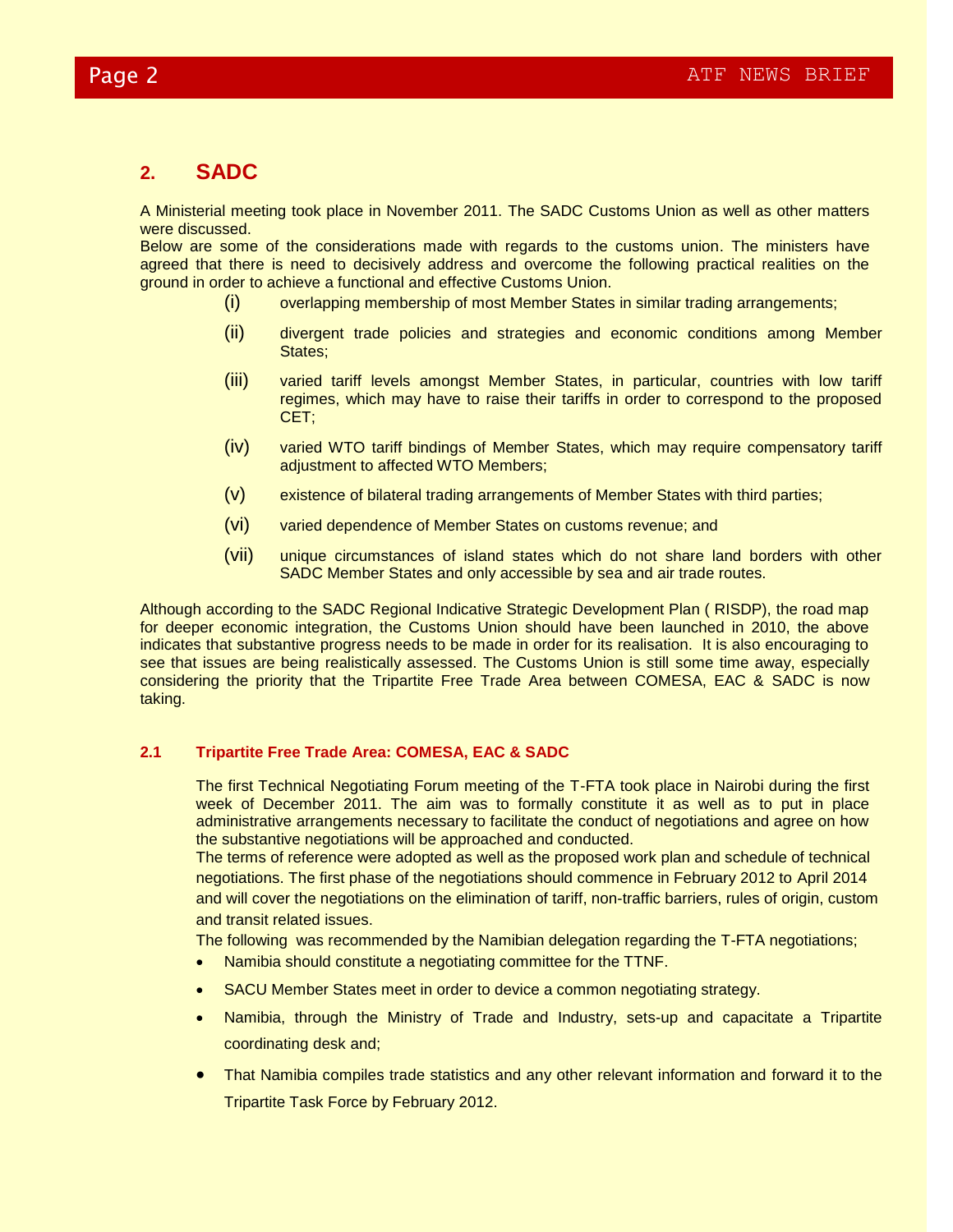## 2. SADC

A Ministerial meeting took place in November 2011. The SADC Customs Union as well as other matters were discussed.

Below are some of the considerations made with regards to the customs union. The ministers have agreed that there is need to decisively address and overcome the following practical realities on the ground in order to achieve a functional and effective Customs Union.

(i) overlapping membership of most Member States in similar trading arrangements;

(ii) divergent trade policies and strategies and economic conditions among Member States;

(iii) varied tariff levels amongst Member States, in particular, countries with low tariff regimes, which may have to raise their tariffs in order to correspond to the proposed CET;

(iv) varied WTO tariff bindings of Member States, which may require compensatory tariff adjustment to affected WTO Members;

(v) existence of bilateral trading arrangements of Member States with third parties;

(vi) varied dependence of Member States on customs revenue; and

(vii) unique circumstances of island states which do not share land borders with other SADC Member States and only accessible by sea and air trade routes.

Although according to the SADC Regional Indicative Strategic Development Plan ( RISDP), the road map for deeper economic integration, the Customs Union should have been launched in 2010, the above indicates that substantive progress needs to be made in order for its realisation. It is also encouraging to see that issues are being realistically assessed. The Customs Union is still some time away, especially considering the priority that the Tripartite Free Trade Area between COMESA, EAC & SADC is now taking.

### 2.1 Tripartite Free Trade Area: COMESA, EAC & SADC

The first Technical Negotiating Forum meeting of the T-FTA took place in Nairobi during the first week of December 2011. The aim was to formally constitute it as well as to put in place administrative arrangements necessary to facilitate the conduct of negotiations and agree on how the substantive negotiations will be approached and conducted.

The terms of reference were adopted as well as the proposed work plan and schedule of technical negotiations. The first phase of the negotiations should commence in February 2012 to April 2014 and will cover the negotiations on the elimination of tariff, non-traffic barriers, rules of origin, custom and transit related issues.

The following was recommended by the Namibian delegation regarding the T-FTA negotiations;

- Namibia should constitute a negotiating committee for the TTNF.
- SACU Member States meet in order to device a common negotiating strategy.
- Namibia, through the Ministry of Trade and Industry, sets-up and capacitate a Tripartite coordinating desk and;
- That Namibia compiles trade statistics and any other relevant information and forward it to the Tripartite Task Force by February 2012.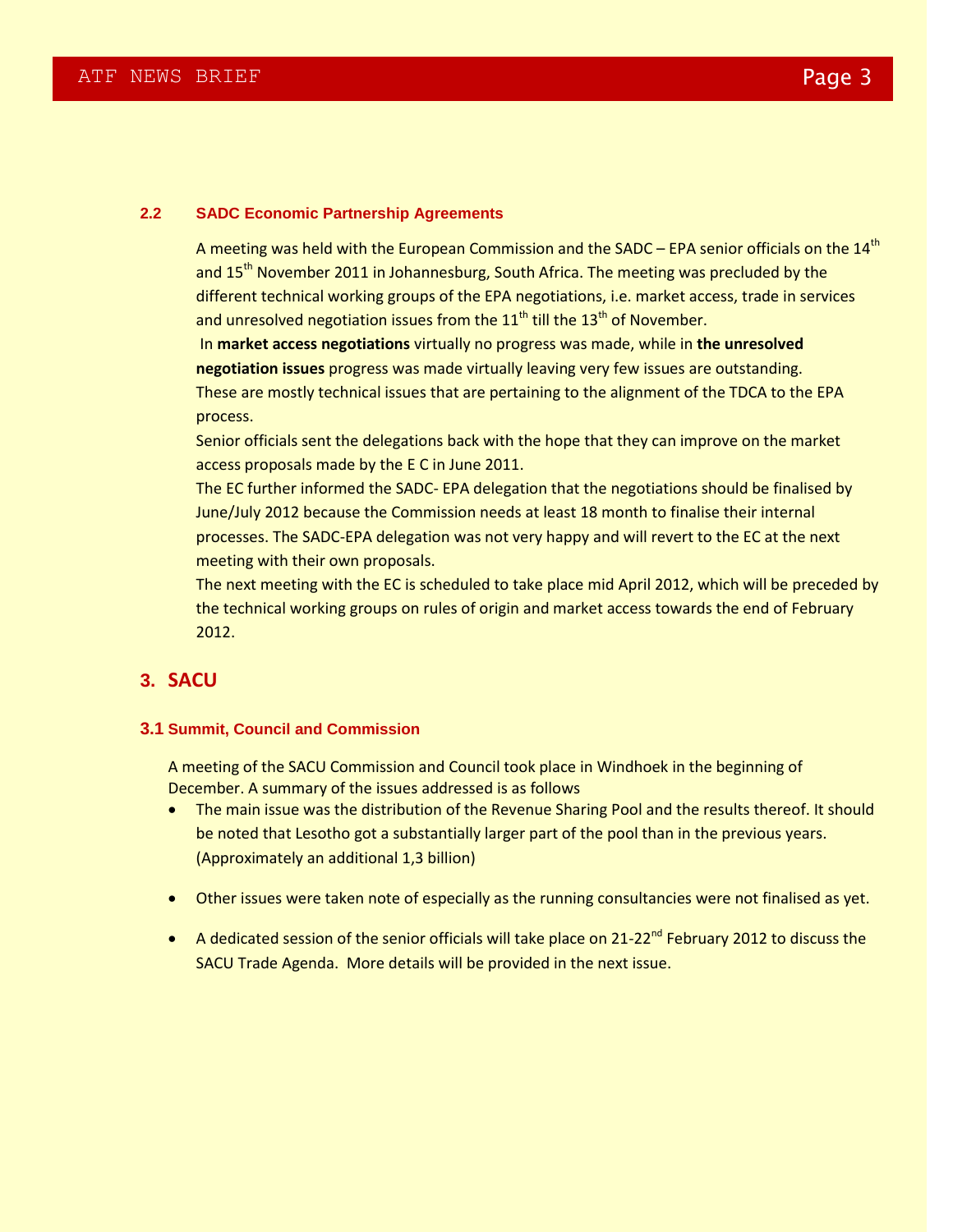### 2.2 SADC Economic Partnership Agreements

A meeting was held with the European Commission and the SADC – EPA senior officials on the 14th and 15th November 2011 in Johannesburg, South Africa. The meeting was precluded by the different technical working groups of the EPA negotiations, i.e. market access, trade in services and unresolved negotiation issues from the 11th till the 13th of November.

In **market access negotiations** virtually no progress was made, while in **the unresolved negotiation issues** progress was made virtually leaving very few issues are outstanding. These are mostly technical issues that are pertaining to the alignment of the TDCA to the EPA process.

Senior officials sent the delegations back with the hope that they can improve on the market access proposals made by the E C in June 2011.

The EC further informed the SADC- EPA delegation that the negotiations should be finalised by June/July 2012 because the Commission needs at least 18 month to finalise their internal processes. The SADC-EPA delegation was not very happy and will revert to the EC at the next meeting with their own proposals.

The next meeting with the EC is scheduled to take place mid April 2012, which will be preceded by the technical working groups on rules of origin and market access towards the end of February 2012.

## 3. SACU

### 3.1 Summit, Council and Commission

A meeting of the SACU Commission and Council took place in Windhoek in the beginning of December. A summary of the issues addressed is as follows

- The main issue was the distribution of the Revenue Sharing Pool and the results thereof. It should be noted that Lesotho got a substantially larger part of the pool than in the previous years. (Approximately an additional 1,3 billion)
- Other issues were taken note of especially as the running consultancies were not finalised as yet.
- A dedicated session of the senior officials will take place on 21-22nd February 2012 to discuss the SACU Trade Agenda. More details will be provided in the next issue.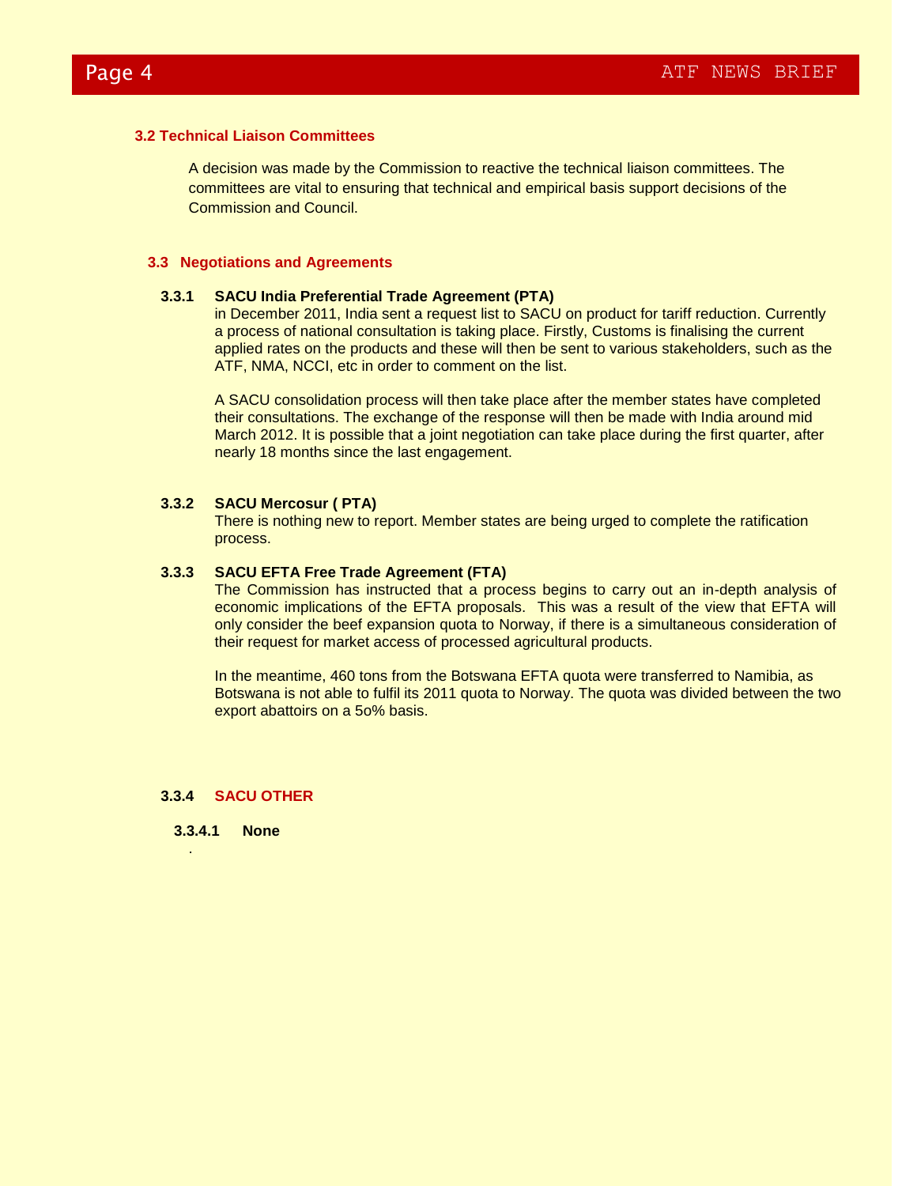### 3.2 Technical Liaison Committees

A decision was made by the Commission to reactive the technical liaison committees. The committees are vital to ensuring that technical and empirical basis support decisions of the Commission and Council.

### 3.3 Negotiations and Agreements

#### 3.3.1 SACU India Preferential Trade Agreement (PTA)

in December 2011, India sent a request list to SACU on product for tariff reduction. Currently a process of national consultation is taking place. Firstly, Customs is finalising the current applied rates on the products and these will then be sent to various stakeholders, such as the ATF, NMA, NCCI, etc in order to comment on the list.

A SACU consolidation process will then take place after the member states have completed their consultations. The exchange of the response will then be made with India around mid March 2012. It is possible that a joint negotiation can take place during the first quarter, after nearly 18 months since the last engagement.

#### 3.3.2 SACU Mercosur ( PTA)

There is nothing new to report. Member states are being urged to complete the ratification process.

#### 3.3.3 SACU EFTA Free Trade Agreement (FTA)

The Commission has instructed that a process begins to carry out an in-depth analysis of economic implications of the EFTA proposals. This was a result of the view that EFTA will only consider the beef expansion quota to Norway, if there is a simultaneous consideration of their request for market access of processed agricultural products.

In the meantime, 460 tons from the Botswana EFTA quota were transferred to Namibia, as Botswana is not able to fulfil its 2011 quota to Norway. The quota was divided between the two export abattoirs on a 5o% basis.

#### 3.3.4 SACU OTHER

**3.3.4.1 None**

.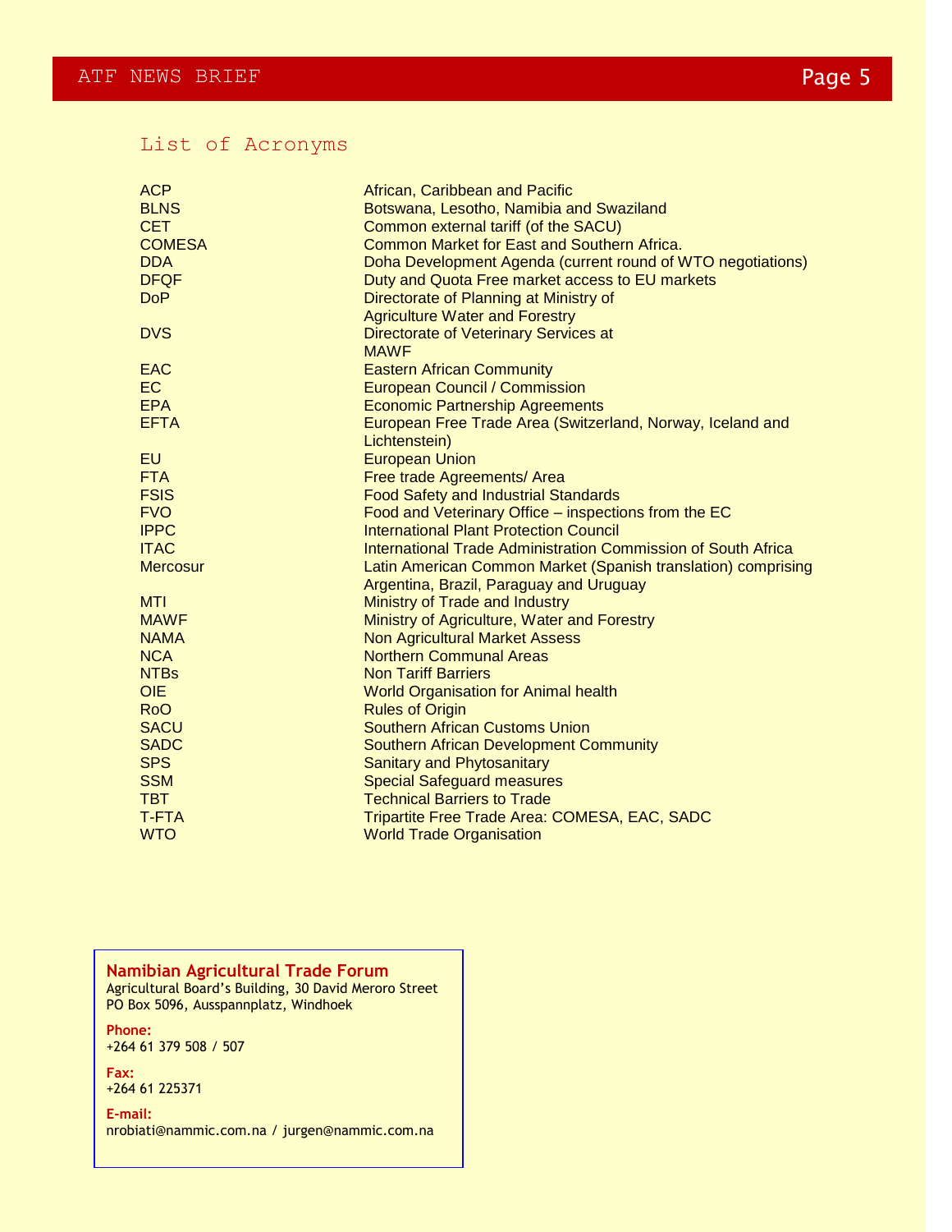## List of Acronyms

| | |
|---|---|
| ACP | African, Caribbean and Pacific |
| BLNS | Botswana, Lesotho, Namibia and Swaziland |
| CET | Common external tariff (of the SACU) |
| COMESA | Common Market for East and Southern Africa. |
| DDA | Doha Development Agenda (current round of WTO negotiations) |
| DFQF | Duty and Quota Free market access to EU markets |
| DoP | Directorate of Planning at Ministry of Agriculture Water and Forestry |
| DVS | Directorate of Veterinary Services at MAWF |
| EAC | Eastern African Community |
| EC | European Council / Commission |
| EPA | Economic Partnership Agreements |
| EFTA | European Free Trade Area (Switzerland, Norway, Iceland and Lichtenstein) |
| EU | European Union |
| FTA | Free trade Agreements/ Area |
| FSIS | Food Safety and Industrial Standards |
| FVO | Food and Veterinary Office – inspections from the EC |
| IPPC | International Plant Protection Council |
| ITAC | International Trade Administration Commission of South Africa |
| Mercosur | Latin American Common Market (Spanish translation) comprising Argentina, Brazil, Paraguay and Uruguay |
| MTI | Ministry of Trade and Industry |
| MAWF | Ministry of Agriculture, Water and Forestry |
| NAMA | Non Agricultural Market Assess |
| NCA | Northern Communal Areas |
| NTBs | Non Tariff Barriers |
| OIE | World Organisation for Animal health |
| RoO | Rules of Origin |
| SACU | Southern African Customs Union |
| SADC | Southern African Development Community |
| SPS | Sanitary and Phytosanitary |
| SSM | Special Safeguard measures |
| TBT | Technical Barriers to Trade |
| T-FTA | Tripartite Free Trade Area: COMESA, EAC, SADC |
| WTO | World Trade Organisation |

**Namibian Agricultural Trade Forum**
Agricultural Board's Building, 30 David Meroro Street
PO Box 5096, Ausspannplatz, Windhoek

**Phone:**
+264 61 379 508 / 507

**Fax:**
+264 61 225371

**E-mail:**
nrobiati@nammic.com.na / jurgen@nammic.com.na